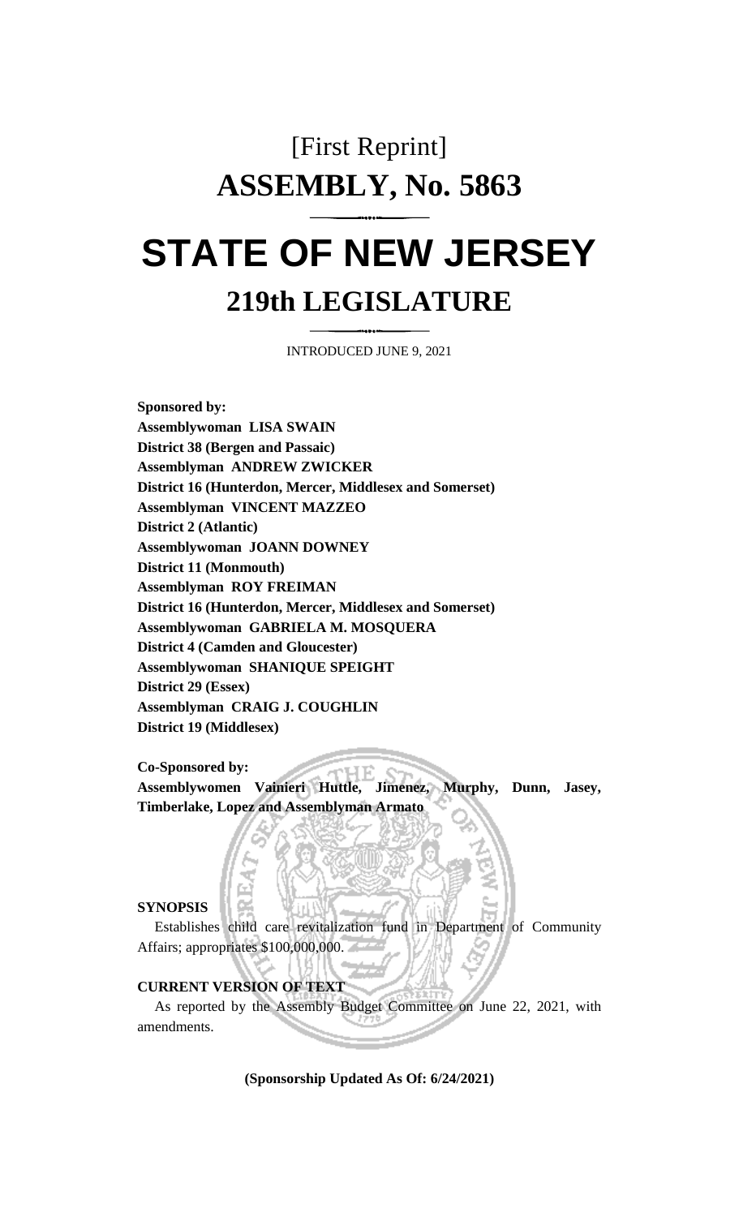# [First Reprint]

# ASSEMBLY, No. 5863

# STATE OF NEW JERSEY

## 219th LEGISLATURE

INTRODUCED JUNE 9, 2021

**Sponsored by:**
**Assemblywoman LISA SWAIN**
**District 38 (Bergen and Passaic)**
**Assemblyman ANDREW ZWICKER**
**District 16 (Hunterdon, Mercer, Middlesex and Somerset)**
**Assemblyman VINCENT MAZZEO**
**District 2 (Atlantic)**
**Assemblywoman JOANN DOWNEY**
**District 11 (Monmouth)**
**Assemblyman ROY FREIMAN**
**District 16 (Hunterdon, Mercer, Middlesex and Somerset)**
**Assemblywoman GABRIELA M. MOSQUERA**
**District 4 (Camden and Gloucester)**
**Assemblywoman SHANIQUE SPEIGHT**
**District 29 (Essex)**
**Assemblyman CRAIG J. COUGHLIN**
**District 19 (Middlesex)**

**Co-Sponsored by:**
**Assemblywomen Vainieri Huttle, Jimenez, Murphy, Dunn, Jasey, Timberlake, Lopez and Assemblyman Armato**

**SYNOPSIS**

Establishes child care revitalization fund in Department of Community Affairs; appropriates $100,000,000.

**CURRENT VERSION OF TEXT**

As reported by the Assembly Budget Committee on June 22, 2021, with amendments.

**(Sponsorship Updated As Of: 6/24/2021)**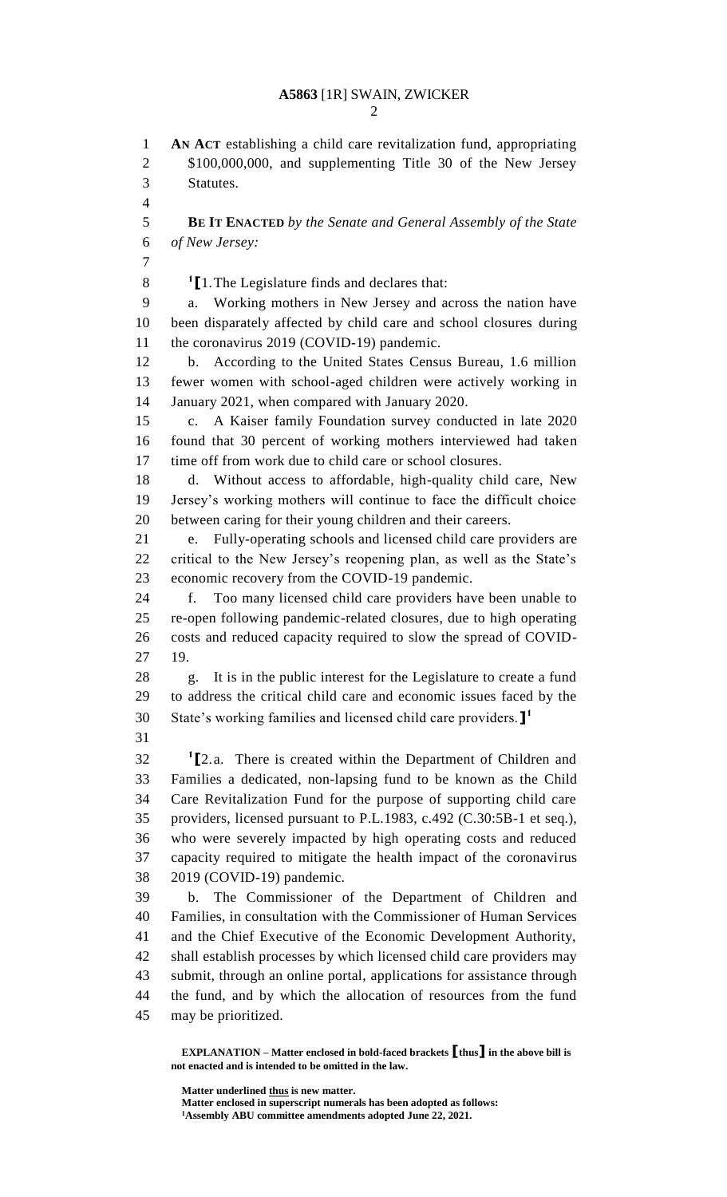**AN ACT** establishing a child care revitalization fund, appropriating $100,000,000, and supplementing Title 30 of the New Jersey Statutes.

**BE IT ENACTED** *by the Senate and General Assembly of the State of New Jersey:*

[1]**[**1. The Legislature finds and declares that:

a. Working mothers in New Jersey and across the nation have been disparately affected by child care and school closures during the coronavirus 2019 (COVID-19) pandemic.

b. According to the United States Census Bureau, 1.6 million fewer women with school-aged children were actively working in January 2021, when compared with January 2020.

c. A Kaiser family Foundation survey conducted in late 2020 found that 30 percent of working mothers interviewed had taken time off from work due to child care or school closures.

d. Without access to affordable, high-quality child care, New Jersey's working mothers will continue to face the difficult choice between caring for their young children and their careers.

e. Fully-operating schools and licensed child care providers are critical to the New Jersey's reopening plan, as well as the State's economic recovery from the COVID-19 pandemic.

f. Too many licensed child care providers have been unable to re-open following pandemic-related closures, due to high operating costs and reduced capacity required to slow the spread of COVID-19.

g. It is in the public interest for the Legislature to create a fund to address the critical child care and economic issues faced by the State's working families and licensed child care providers.**]**[1]

[1]**[**2.a. There is created within the Department of Children and Families a dedicated, non-lapsing fund to be known as the Child Care Revitalization Fund for the purpose of supporting child care providers, licensed pursuant to P.L.1983, c.492 (C.30:5B-1 et seq.), who were severely impacted by high operating costs and reduced capacity required to mitigate the health impact of the coronavirus 2019 (COVID-19) pandemic.

b. The Commissioner of the Department of Children and Families, in consultation with the Commissioner of Human Services and the Chief Executive of the Economic Development Authority, shall establish processes by which licensed child care providers may submit, through an online portal, applications for assistance through the fund, and by which the allocation of resources from the fund may be prioritized.

---

**EXPLANATION – Matter enclosed in bold-faced brackets [thus] in the above bill is not enacted and is intended to be omitted in the law.**

**Matter underlined <u>thus</u> is new matter.**
**Matter enclosed in superscript numerals has been adopted as follows:**
[1]**Assembly ABU committee amendments adopted June 22, 2021.**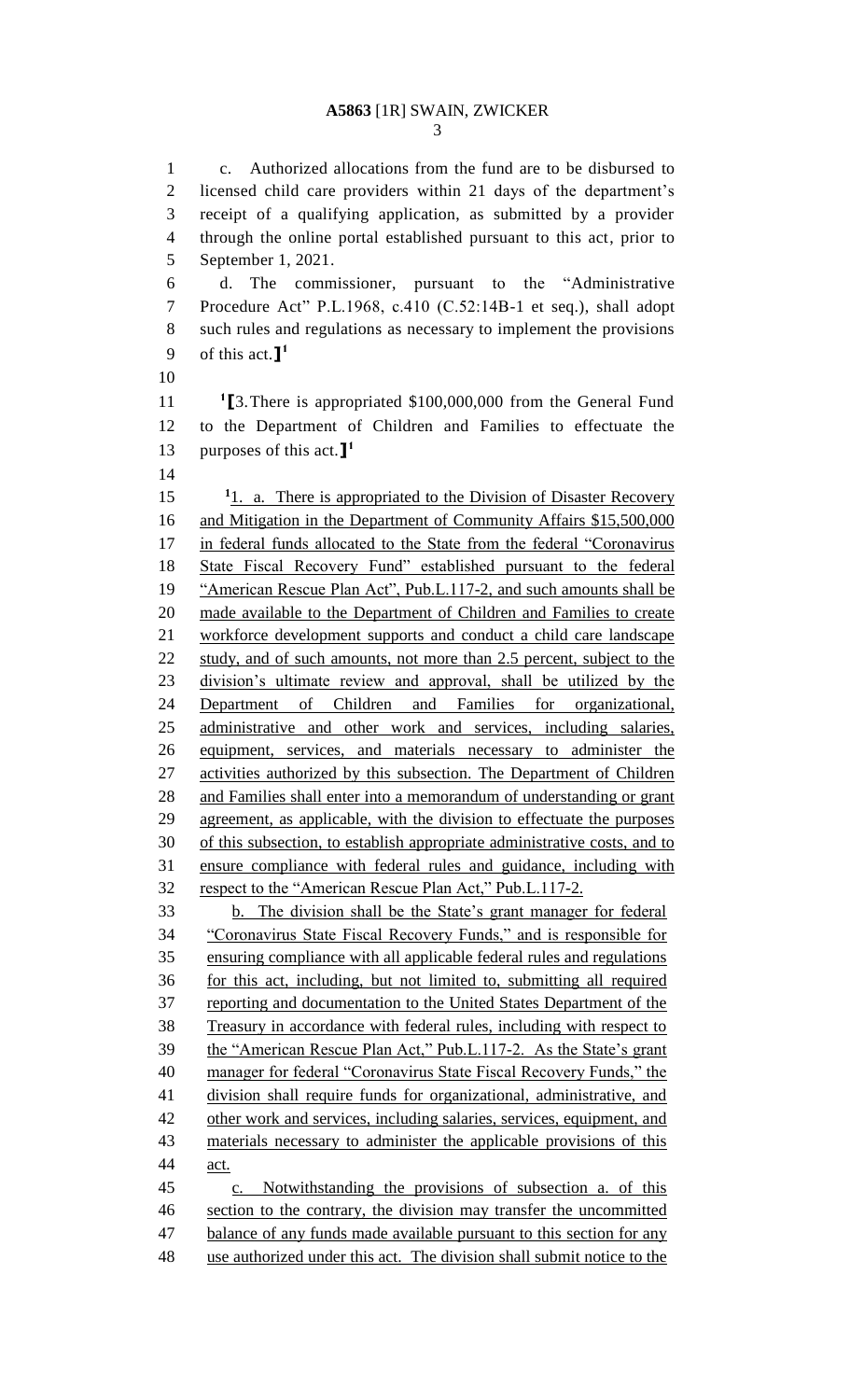c. Authorized allocations from the fund are to be disbursed to licensed child care providers within 21 days of the department's receipt of a qualifying application, as submitted by a provider through the online portal established pursuant to this act, prior to September 1, 2021.

d. The commissioner, pursuant to the "Administrative Procedure Act" P.L.1968, c.410 (C.52:14B-1 et seq.), shall adopt such rules and regulations as necessary to implement the provisions of this act.][1]

[1][3. There is appropriated $100,000,000 from the General Fund to the Department of Children and Families to effectuate the purposes of this act.][1]

[1]1. a. There is appropriated to the Division of Disaster Recovery and Mitigation in the Department of Community Affairs $15,500,000 in federal funds allocated to the State from the federal "Coronavirus State Fiscal Recovery Fund" established pursuant to the federal "American Rescue Plan Act", Pub.L.117-2, and such amounts shall be made available to the Department of Children and Families to create workforce development supports and conduct a child care landscape study, and of such amounts, not more than 2.5 percent, subject to the division's ultimate review and approval, shall be utilized by the Department of Children and Families for organizational, administrative and other work and services, including salaries, equipment, services, and materials necessary to administer the activities authorized by this subsection. The Department of Children and Families shall enter into a memorandum of understanding or grant agreement, as applicable, with the division to effectuate the purposes of this subsection, to establish appropriate administrative costs, and to ensure compliance with federal rules and guidance, including with respect to the "American Rescue Plan Act," Pub.L.117-2.

b. The division shall be the State's grant manager for federal "Coronavirus State Fiscal Recovery Funds," and is responsible for ensuring compliance with all applicable federal rules and regulations for this act, including, but not limited to, submitting all required reporting and documentation to the United States Department of the Treasury in accordance with federal rules, including with respect to the "American Rescue Plan Act," Pub.L.117-2. As the State's grant manager for federal "Coronavirus State Fiscal Recovery Funds," the division shall require funds for organizational, administrative, and other work and services, including salaries, services, equipment, and materials necessary to administer the applicable provisions of this act.

c. Notwithstanding the provisions of subsection a. of this section to the contrary, the division may transfer the uncommitted balance of any funds made available pursuant to this section for any use authorized under this act. The division shall submit notice to the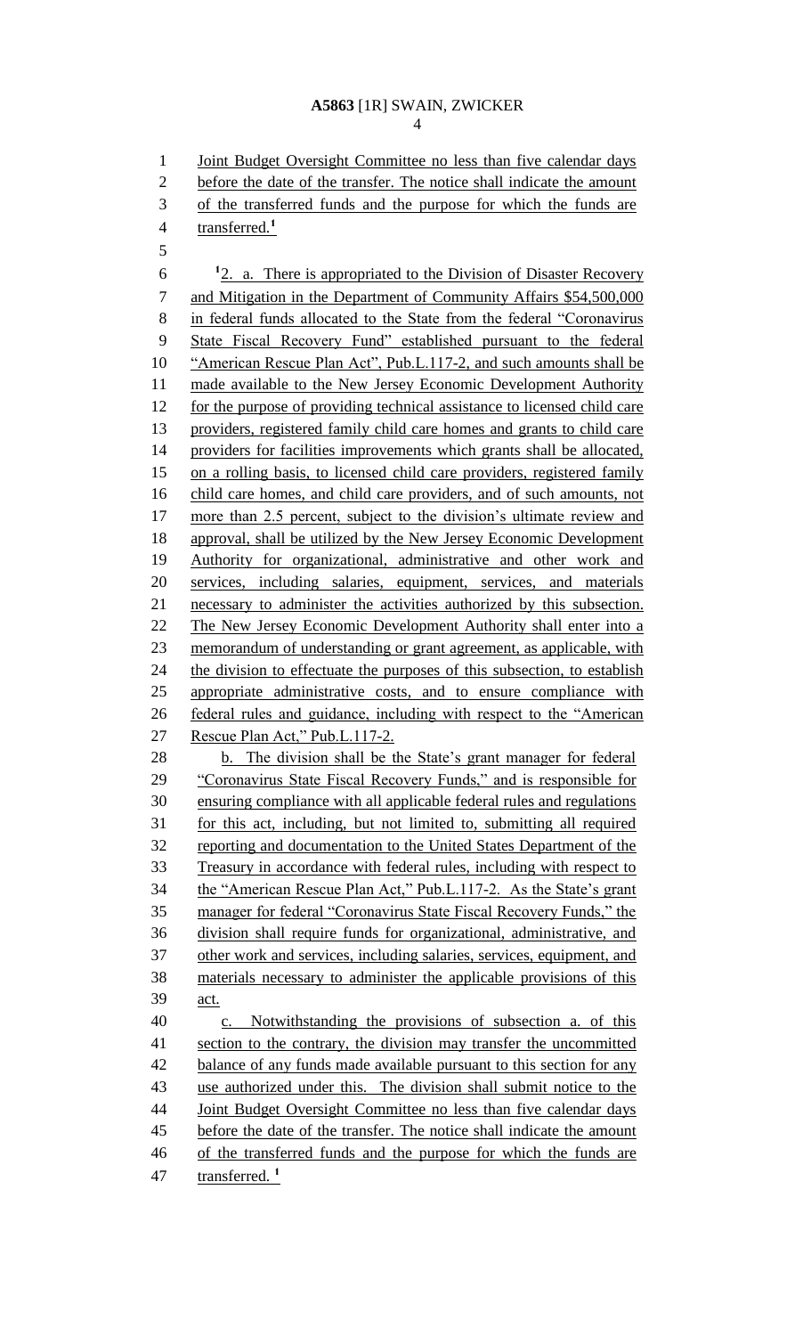Joint Budget Oversight Committee no less than five calendar days before the date of the transfer. The notice shall indicate the amount of the transferred funds and the purpose for which the funds are transferred.[1]

[1]2. a. There is appropriated to the Division of Disaster Recovery and Mitigation in the Department of Community Affairs $54,500,000 in federal funds allocated to the State from the federal "Coronavirus State Fiscal Recovery Fund" established pursuant to the federal "American Rescue Plan Act", Pub.L.117-2, and such amounts shall be made available to the New Jersey Economic Development Authority for the purpose of providing technical assistance to licensed child care providers, registered family child care homes and grants to child care providers for facilities improvements which grants shall be allocated, on a rolling basis, to licensed child care providers, registered family child care homes, and child care providers, and of such amounts, not more than 2.5 percent, subject to the division's ultimate review and approval, shall be utilized by the New Jersey Economic Development Authority for organizational, administrative and other work and services, including salaries, equipment, services, and materials necessary to administer the activities authorized by this subsection. The New Jersey Economic Development Authority shall enter into a memorandum of understanding or grant agreement, as applicable, with the division to effectuate the purposes of this subsection, to establish appropriate administrative costs, and to ensure compliance with federal rules and guidance, including with respect to the "American Rescue Plan Act," Pub.L.117-2.

b. The division shall be the State's grant manager for federal "Coronavirus State Fiscal Recovery Funds," and is responsible for ensuring compliance with all applicable federal rules and regulations for this act, including, but not limited to, submitting all required reporting and documentation to the United States Department of the Treasury in accordance with federal rules, including with respect to the "American Rescue Plan Act," Pub.L.117-2. As the State's grant manager for federal "Coronavirus State Fiscal Recovery Funds," the division shall require funds for organizational, administrative, and other work and services, including salaries, services, equipment, and materials necessary to administer the applicable provisions of this act.

c. Notwithstanding the provisions of subsection a. of this section to the contrary, the division may transfer the uncommitted balance of any funds made available pursuant to this section for any use authorized under this. The division shall submit notice to the Joint Budget Oversight Committee no less than five calendar days before the date of the transfer. The notice shall indicate the amount of the transferred funds and the purpose for which the funds are transferred. [1]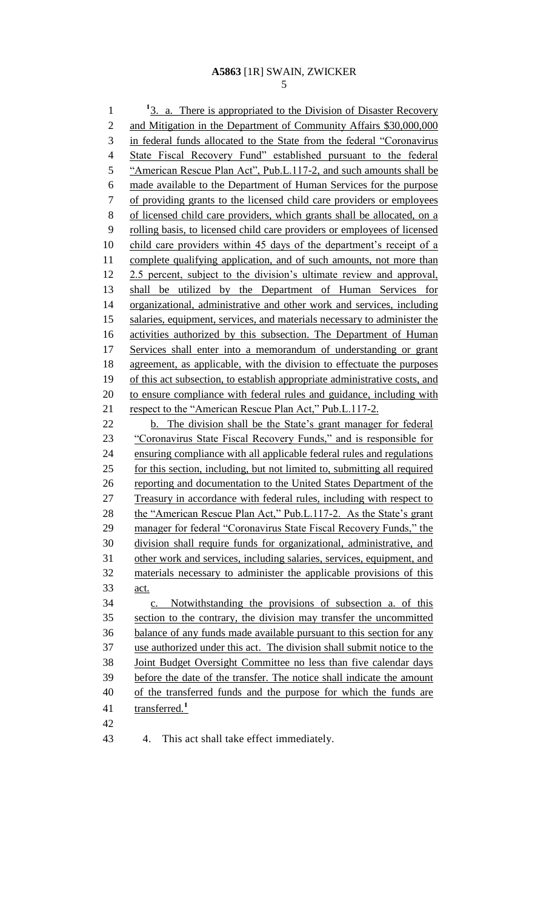[1]3. a. There is appropriated to the Division of Disaster Recovery and Mitigation in the Department of Community Affairs $30,000,000 in federal funds allocated to the State from the federal "Coronavirus State Fiscal Recovery Fund" established pursuant to the federal "American Rescue Plan Act", Pub.L.117-2, and such amounts shall be made available to the Department of Human Services for the purpose of providing grants to the licensed child care providers or employees of licensed child care providers, which grants shall be allocated, on a rolling basis, to licensed child care providers or employees of licensed child care providers within 45 days of the department's receipt of a complete qualifying application, and of such amounts, not more than 2.5 percent, subject to the division's ultimate review and approval, shall be utilized by the Department of Human Services for organizational, administrative and other work and services, including salaries, equipment, services, and materials necessary to administer the activities authorized by this subsection. The Department of Human Services shall enter into a memorandum of understanding or grant agreement, as applicable, with the division to effectuate the purposes of this act subsection, to establish appropriate administrative costs, and to ensure compliance with federal rules and guidance, including with respect to the "American Rescue Plan Act," Pub.L.117-2.

b. The division shall be the State's grant manager for federal "Coronavirus State Fiscal Recovery Funds," and is responsible for ensuring compliance with all applicable federal rules and regulations for this section, including, but not limited to, submitting all required reporting and documentation to the United States Department of the Treasury in accordance with federal rules, including with respect to the "American Rescue Plan Act," Pub.L.117-2. As the State's grant manager for federal "Coronavirus State Fiscal Recovery Funds," the division shall require funds for organizational, administrative, and other work and services, including salaries, services, equipment, and materials necessary to administer the applicable provisions of this act.

c. Notwithstanding the provisions of subsection a. of this section to the contrary, the division may transfer the uncommitted balance of any funds made available pursuant to this section for any use authorized under this act. The division shall submit notice to the Joint Budget Oversight Committee no less than five calendar days before the date of the transfer. The notice shall indicate the amount of the transferred funds and the purpose for which the funds are transferred.[1]

4. This act shall take effect immediately.